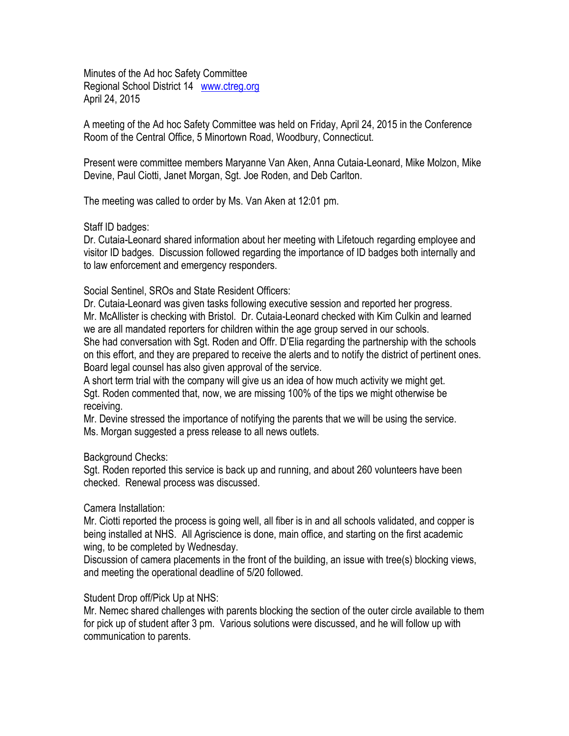Minutes of the Ad hoc Safety Committee
Regional School District 14 www.ctreg.org
April 24, 2015

A meeting of the Ad hoc Safety Committee was held on Friday, April 24, 2015 in the Conference Room of the Central Office, 5 Minortown Road, Woodbury, Connecticut.

Present were committee members Maryanne Van Aken, Anna Cutaia-Leonard, Mike Molzon, Mike Devine, Paul Ciotti, Janet Morgan, Sgt. Joe Roden, and Deb Carlton.

The meeting was called to order by Ms. Van Aken at 12:01 pm.

Staff ID badges:
Dr. Cutaia-Leonard shared information about her meeting with Lifetouch regarding employee and visitor ID badges. Discussion followed regarding the importance of ID badges both internally and to law enforcement and emergency responders.

Social Sentinel, SROs and State Resident Officers:
Dr. Cutaia-Leonard was given tasks following executive session and reported her progress.
Mr. McAllister is checking with Bristol. Dr. Cutaia-Leonard checked with Kim Culkin and learned we are all mandated reporters for children within the age group served in our schools.
She had conversation with Sgt. Roden and Offr. D'Elia regarding the partnership with the schools on this effort, and they are prepared to receive the alerts and to notify the district of pertinent ones.
Board legal counsel has also given approval of the service.
A short term trial with the company will give us an idea of how much activity we might get.
Sgt. Roden commented that, now, we are missing 100% of the tips we might otherwise be receiving.
Mr. Devine stressed the importance of notifying the parents that we will be using the service.
Ms. Morgan suggested a press release to all news outlets.

Background Checks:
Sgt. Roden reported this service is back up and running, and about 260 volunteers have been checked. Renewal process was discussed.

Camera Installation:
Mr. Ciotti reported the process is going well, all fiber is in and all schools validated, and copper is being installed at NHS. All Agriscience is done, main office, and starting on the first academic wing, to be completed by Wednesday.
Discussion of camera placements in the front of the building, an issue with tree(s) blocking views, and meeting the operational deadline of 5/20 followed.

Student Drop off/Pick Up at NHS:
Mr. Nemec shared challenges with parents blocking the section of the outer circle available to them for pick up of student after 3 pm. Various solutions were discussed, and he will follow up with communication to parents.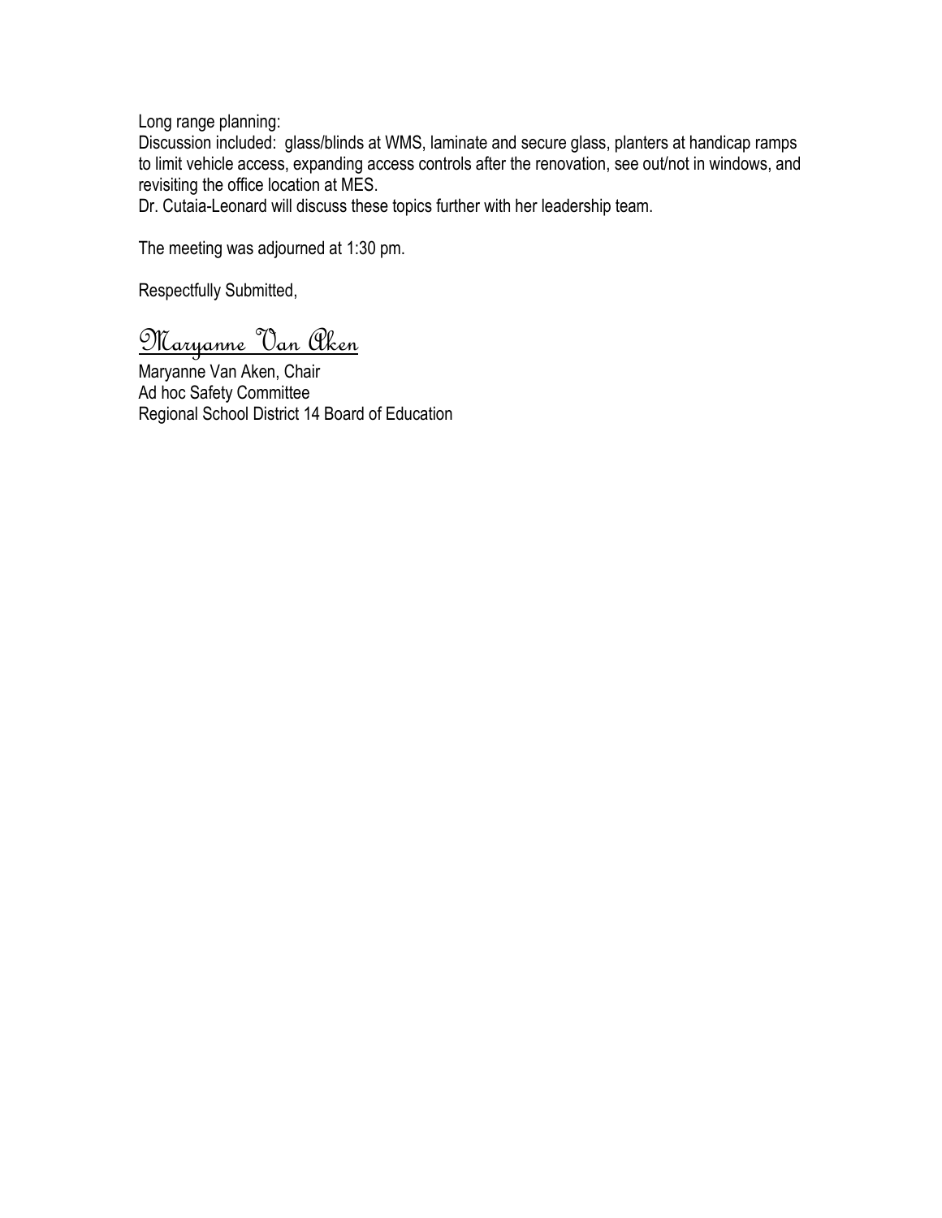Long range planning:

Discussion included: glass/blinds at WMS, laminate and secure glass, planters at handicap ramps to limit vehicle access, expanding access controls after the renovation, see out/not in windows, and revisiting the office location at MES.

Dr. Cutaia-Leonard will discuss these topics further with her leadership team.

The meeting was adjourned at 1:30 pm.

Respectfully Submitted,

*Maryanne Van Aken*

Maryanne Van Aken, Chair
Ad hoc Safety Committee
Regional School District 14 Board of Education